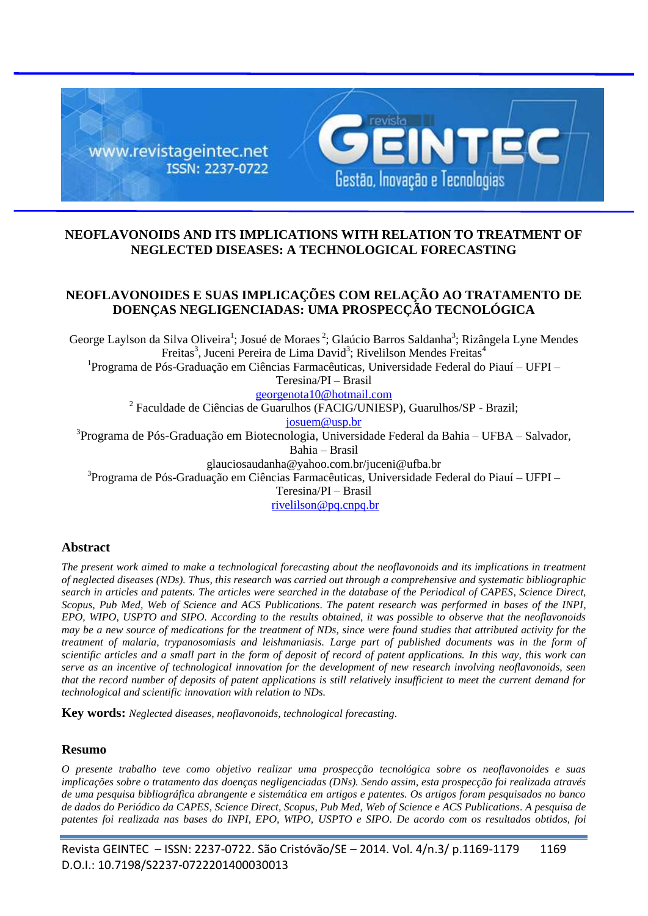# NEOFLAVONOIDS AND ITS IMPLICATIONS WITH RELATION TO TREATMENT OF NEGLECTED DISEASES: A TECHNOLOGICAL FORECASTING

# NEOFLAVONOIDES E SUAS IMPLICAÇÕES COM RELAÇÃO AO TRATAMENTO DE DOENÇAS NEGLIGENCIADAS: UMA PROSPECÇÃO TECNOLÓGICA

George Laylson da Silva Oliveira[1]; Josué de Moraes [2]; Glaúcio Barros Saldanha[3]; Rizângela Lyne Mendes Freitas[3], Juceni Pereira de Lima David[3]; Rivelilson Mendes Freitas[4]

[1]Programa de Pós-Graduação em Ciências Farmacêuticas, Universidade Federal do Piauí – UFPI – Teresina/PI – Brasil

georgenota10@hotmail.com

[2] Faculdade de Ciências de Guarulhos (FACIG/UNIESP), Guarulhos/SP - Brazil;

josuem@usp.br

[3]Programa de Pós-Graduação em Biotecnologia, Universidade Federal da Bahia – UFBA – Salvador, Bahia – Brasil

glauciosaudanha@yahoo.com.br/juceni@ufba.br

[3]Programa de Pós-Graduação em Ciências Farmacêuticas, Universidade Federal do Piauí – UFPI – Teresina/PI – Brasil

rivelilson@pq.cnpq.br

## Abstract

*The present work aimed to make a technological forecasting about the neoflavonoids and its implications in treatment of neglected diseases (NDs). Thus, this research was carried out through a comprehensive and systematic bibliographic search in articles and patents. The articles were searched in the database of the Periodical of CAPES, Science Direct, Scopus, Pub Med, Web of Science and ACS Publications. The patent research was performed in bases of the INPI, EPO, WIPO, USPTO and SIPO. According to the results obtained, it was possible to observe that the neoflavonoids may be a new source of medications for the treatment of NDs, since were found studies that attributed activity for the treatment of malaria, trypanosomiasis and leishmaniasis. Large part of published documents was in the form of scientific articles and a small part in the form of deposit of record of patent applications. In this way, this work can serve as an incentive of technological innovation for the development of new research involving neoflavonoids, seen that the record number of deposits of patent applications is still relatively insufficient to meet the current demand for technological and scientific innovation with relation to NDs.*

**Key words:** *Neglected diseases, neoflavonoids, technological forecasting.*

## Resumo

*O presente trabalho teve como objetivo realizar uma prospecção tecnológica sobre os neoflavonoides e suas implicações sobre o tratamento das doenças negligenciadas (DNs). Sendo assim, esta prospecção foi realizada através de uma pesquisa bibliográfica abrangente e sistemática em artigos e patentes. Os artigos foram pesquisados no banco de dados do Periódico da CAPES, Science Direct, Scopus, Pub Med, Web of Science e ACS Publications. A pesquisa de patentes foi realizada nas bases do INPI, EPO, WIPO, USPTO e SIPO. De acordo com os resultados obtidos, foi*

D.O.I.: 10.7198/S2237-0722201400030013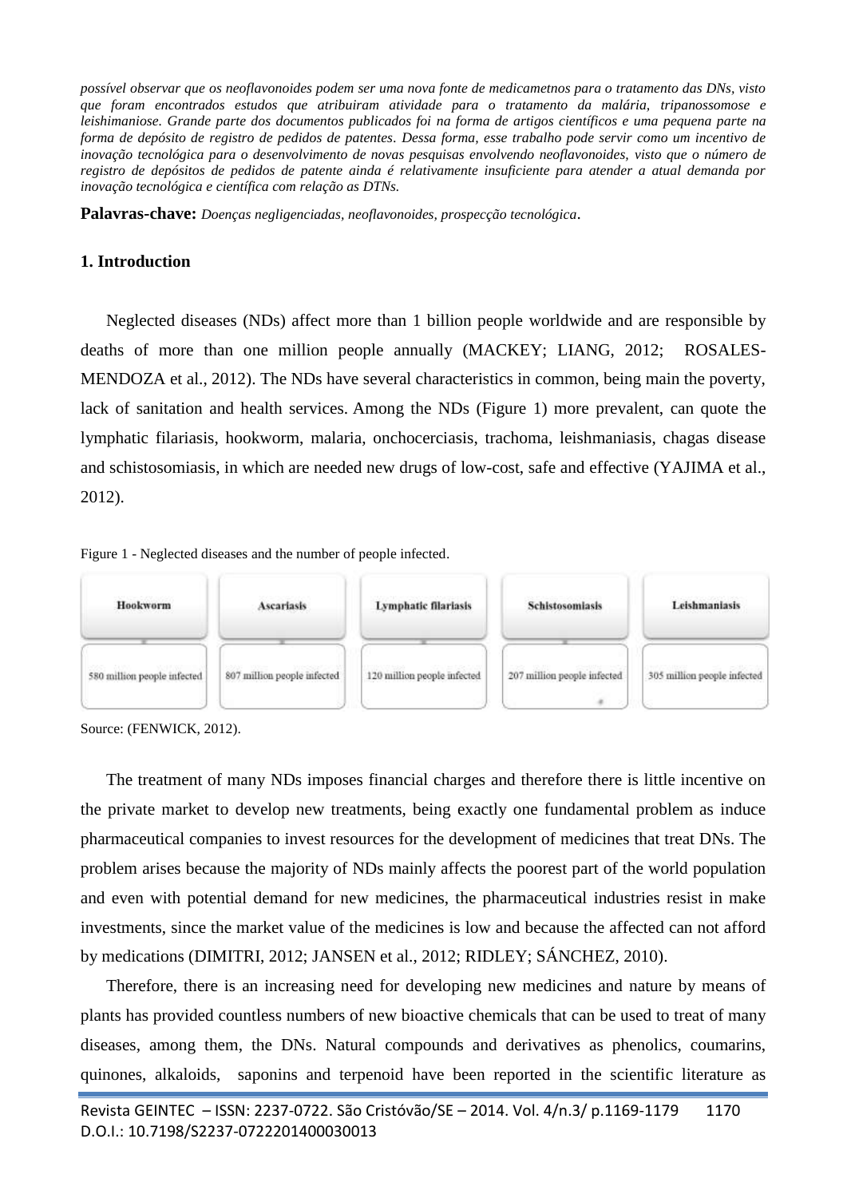*possível observar que os neoflavonoides podem ser uma nova fonte de medicametnos para o tratamento das DNs, visto que foram encontrados estudos que atribuiram atividade para o tratamento da malária, tripanossomose e leishimaniose. Grande parte dos documentos publicados foi na forma de artigos científicos e uma pequena parte na forma de depósito de registro de pedidos de patentes. Dessa forma, esse trabalho pode servir como um incentivo de inovação tecnológica para o desenvolvimento de novas pesquisas envolvendo neoflavonoides, visto que o número de registro de depósitos de pedidos de patente ainda é relativamente insuficiente para atender a atual demanda por inovação tecnológica e científica com relação as DTNs.*

**Palavras-chave:** *Doenças negligenciadas, neoflavonoides, prospecção tecnológica*.

## 1. Introduction

Neglected diseases (NDs) affect more than 1 billion people worldwide and are responsible by deaths of more than one million people annually (MACKEY; LIANG, 2012; ROSALES-MENDOZA et al., 2012). The NDs have several characteristics in common, being main the poverty, lack of sanitation and health services. Among the NDs (Figure 1) more prevalent, can quote the lymphatic filariasis, hookworm, malaria, onchocerciasis, trachoma, leishmaniasis, chagas disease and schistosomiasis, in which are needed new drugs of low-cost, safe and effective (YAJIMA et al., 2012).

Figure 1 - Neglected diseases and the number of people infected.

| Hookworm | Ascariasis | Lymphatic filariasis | Schistosomiasis | Leishmaniasis |
| --- | --- | --- | --- | --- |
| 580 million people infected | 807 million people infected | 120 million people infected | 207 million people infected | 305 million people infected |

Source: (FENWICK, 2012).

The treatment of many NDs imposes financial charges and therefore there is little incentive on the private market to develop new treatments, being exactly one fundamental problem as induce pharmaceutical companies to invest resources for the development of medicines that treat DNs. The problem arises because the majority of NDs mainly affects the poorest part of the world population and even with potential demand for new medicines, the pharmaceutical industries resist in make investments, since the market value of the medicines is low and because the affected can not afford by medications (DIMITRI, 2012; JANSEN et al., 2012; RIDLEY; SÁNCHEZ, 2010).

Therefore, there is an increasing need for developing new medicines and nature by means of plants has provided countless numbers of new bioactive chemicals that can be used to treat of many diseases, among them, the DNs. Natural compounds and derivatives as phenolics, coumarins, quinones, alkaloids, saponins and terpenoid have been reported in the scientific literature as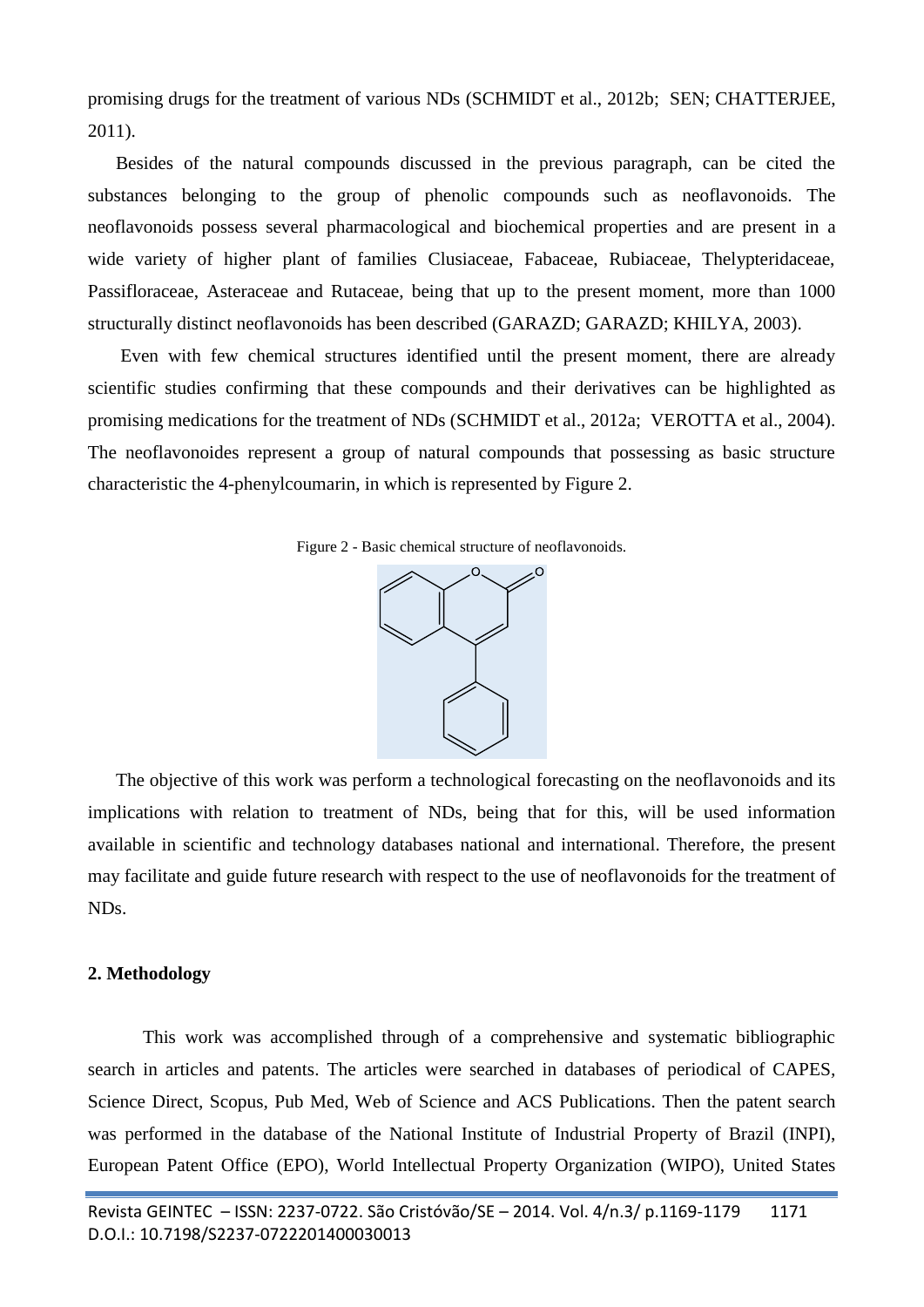promising drugs for the treatment of various NDs (SCHMIDT et al., 2012b; SEN; CHATTERJEE, 2011).

Besides of the natural compounds discussed in the previous paragraph, can be cited the substances belonging to the group of phenolic compounds such as neoflavonoids. The neoflavonoids possess several pharmacological and biochemical properties and are present in a wide variety of higher plant of families Clusiaceae, Fabaceae, Rubiaceae, Thelypteridaceae, Passifloraceae, Asteraceae and Rutaceae, being that up to the present moment, more than 1000 structurally distinct neoflavonoids has been described (GARAZD; GARAZD; KHILYA, 2003).

Even with few chemical structures identified until the present moment, there are already scientific studies confirming that these compounds and their derivatives can be highlighted as promising medications for the treatment of NDs (SCHMIDT et al., 2012a; VEROTTA et al., 2004). The neoflavonoides represent a group of natural compounds that possessing as basic structure characteristic the 4-phenylcoumarin, in which is represented by Figure 2.

Figure 2 - Basic chemical structure of neoflavonoids.

The objective of this work was perform a technological forecasting on the neoflavonoids and its implications with relation to treatment of NDs, being that for this, will be used information available in scientific and technology databases national and international. Therefore, the present may facilitate and guide future research with respect to the use of neoflavonoids for the treatment of NDs.

## 2. Methodology

This work was accomplished through of a comprehensive and systematic bibliographic search in articles and patents. The articles were searched in databases of periodical of CAPES, Science Direct, Scopus, Pub Med, Web of Science and ACS Publications. Then the patent search was performed in the database of the National Institute of Industrial Property of Brazil (INPI), European Patent Office (EPO), World Intellectual Property Organization (WIPO), United States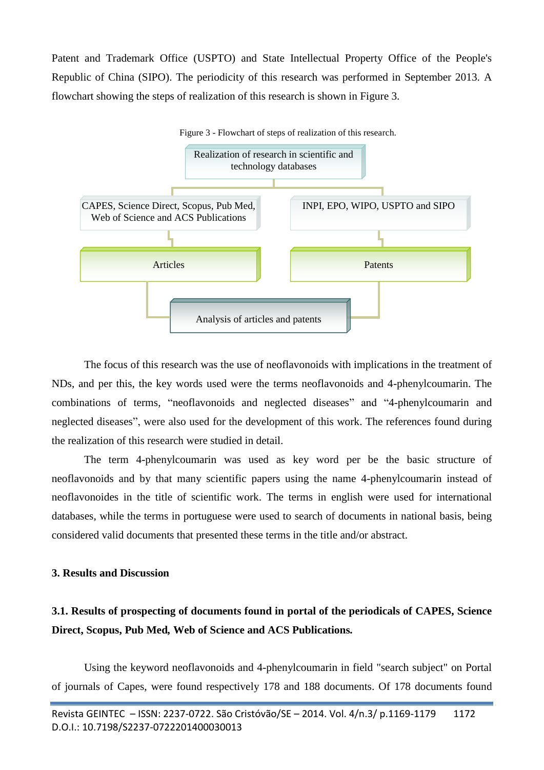Patent and Trademark Office (USPTO) and State Intellectual Property Office of the People's Republic of China (SIPO). The periodicity of this research was performed in September 2013. A flowchart showing the steps of realization of this research is shown in Figure 3.

Figure 3 - Flowchart of steps of realization of this research.

Realization of research in scientific and technology databases

CAPES, Science Direct, Scopus, Pub Med, Web of Science and ACS Publications

INPI, EPO, WIPO, USPTO and SIPO

Articles

Patents

Analysis of articles and patents

The focus of this research was the use of neoflavonoids with implications in the treatment of NDs, and per this, the key words used were the terms neoflavonoids and 4-phenylcoumarin. The combinations of terms, "neoflavonoids and neglected diseases" and "4-phenylcoumarin and neglected diseases", were also used for the development of this work. The references found during the realization of this research were studied in detail.

The term 4-phenylcoumarin was used as key word per be the basic structure of neoflavonoids and by that many scientific papers using the name 4-phenylcoumarin instead of neoflavonoides in the title of scientific work. The terms in english were used for international databases, while the terms in portuguese were used to search of documents in national basis, being considered valid documents that presented these terms in the title and/or abstract.

## 3. Results and Discussion

### 3.1. Results of prospecting of documents found in portal of the periodicals of CAPES, Science Direct, Scopus, Pub Med, Web of Science and ACS Publications.

Using the keyword neoflavonoids and 4-phenylcoumarin in field "search subject" on Portal of journals of Capes, were found respectively 178 and 188 documents. Of 178 documents found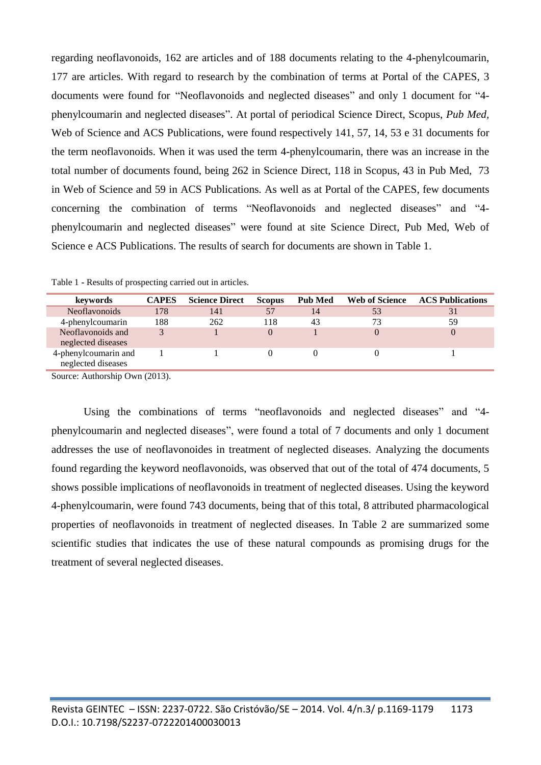regarding neoflavonoids, 162 are articles and of 188 documents relating to the 4-phenylcoumarin, 177 are articles. With regard to research by the combination of terms at Portal of the CAPES, 3 documents were found for "Neoflavonoids and neglected diseases" and only 1 document for "4-phenylcoumarin and neglected diseases". At portal of periodical Science Direct, Scopus, *Pub Med*, Web of Science and ACS Publications, were found respectively 141, 57, 14, 53 e 31 documents for the term neoflavonoids. When it was used the term 4-phenylcoumarin, there was an increase in the total number of documents found, being 262 in Science Direct, 118 in Scopus, 43 in Pub Med, 73 in Web of Science and 59 in ACS Publications. As well as at Portal of the CAPES, few documents concerning the combination of terms "Neoflavonoids and neglected diseases" and "4-phenylcoumarin and neglected diseases" were found at site Science Direct, Pub Med, Web of Science e ACS Publications. The results of search for documents are shown in Table 1.

Table 1 - Results of prospecting carried out in articles.

| keywords | CAPES | Science Direct | Scopus | Pub Med | Web of Science | ACS Publications |
|---|---|---|---|---|---|---|
| Neoflavonoids | 178 | 141 | 57 | 14 | 53 | 31 |
| 4-phenylcoumarin | 188 | 262 | 118 | 43 | 73 | 59 |
| Neoflavonoids and neglected diseases | 3 | 1 | 0 | 1 | 0 | 0 |
| 4-phenylcoumarin and neglected diseases | 1 | 1 | 0 | 0 | 0 | 1 |

Source: Authorship Own (2013).

Using the combinations of terms "neoflavonoids and neglected diseases" and "4-phenylcoumarin and neglected diseases", were found a total of 7 documents and only 1 document addresses the use of neoflavonoides in treatment of neglected diseases. Analyzing the documents found regarding the keyword neoflavonoids, was observed that out of the total of 474 documents, 5 shows possible implications of neoflavonoids in treatment of neglected diseases. Using the keyword 4-phenylcoumarin, were found 743 documents, being that of this total, 8 attributed pharmacological properties of neoflavonoids in treatment of neglected diseases. In Table 2 are summarized some scientific studies that indicates the use of these natural compounds as promising drugs for the treatment of several neglected diseases.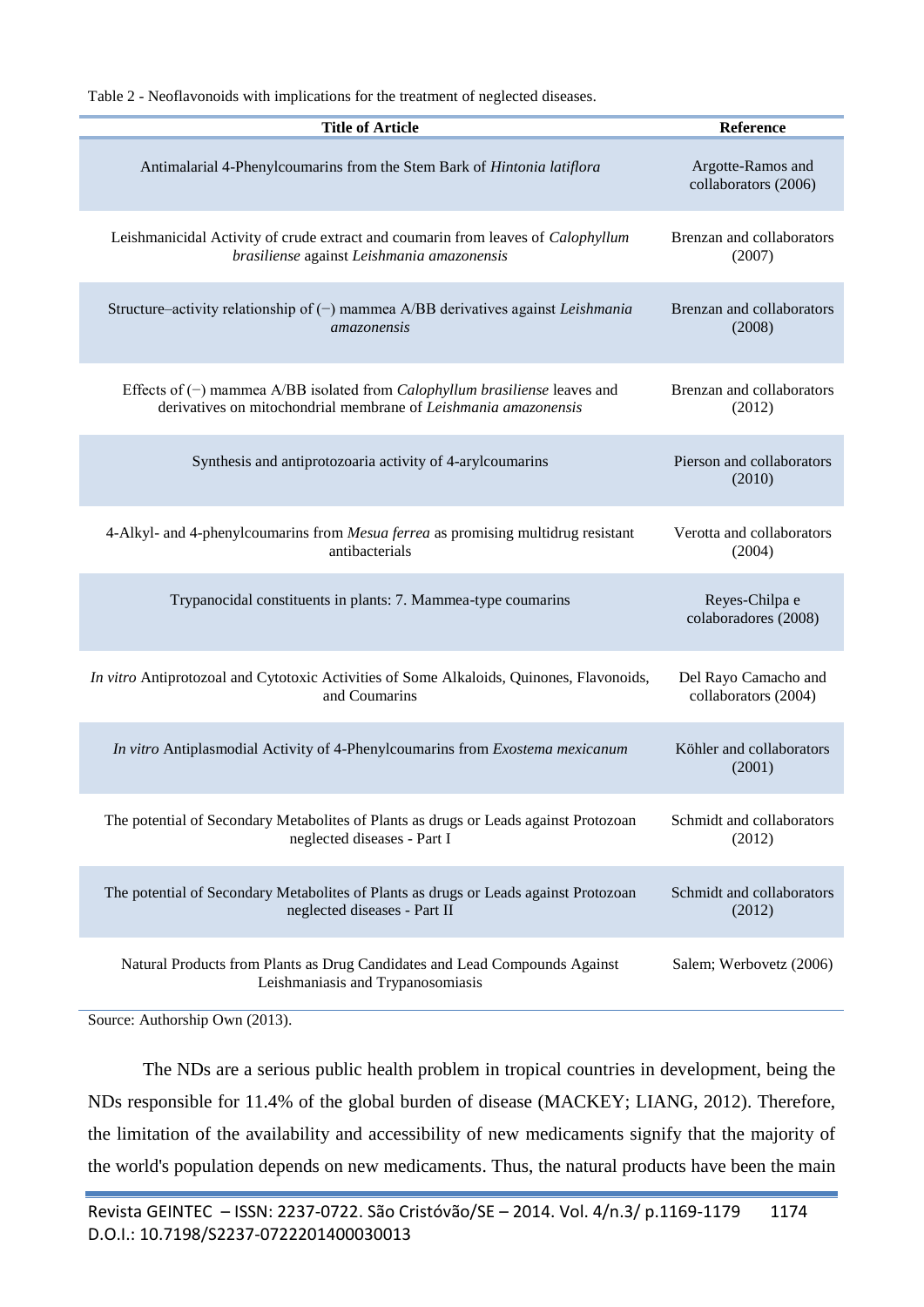Table 2 - Neoflavonoids with implications for the treatment of neglected diseases.

| Title of Article | Reference |
|---|---|
| Antimalarial 4-Phenylcoumarins from the Stem Bark of *Hintonia latiflora* | Argotte-Ramos and collaborators (2006) |
| Leishmanicidal Activity of crude extract and coumarin from leaves of *Calophyllum brasiliense* against *Leishmania amazonensis* | Brenzan and collaborators (2007) |
| Structure–activity relationship of (−) mammea A/BB derivatives against *Leishmania amazonensis* | Brenzan and collaborators (2008) |
| Effects of (−) mammea A/BB isolated from *Calophyllum brasiliense* leaves and derivatives on mitochondrial membrane of *Leishmania amazonensis* | Brenzan and collaborators (2012) |
| Synthesis and antiprotozoaria activity of 4-arylcoumarins | Pierson and collaborators (2010) |
| 4-Alkyl- and 4-phenylcoumarins from *Mesua ferrea* as promising multidrug resistant antibacterials | Verotta and collaborators (2004) |
| Trypanocidal constituents in plants: 7. Mammea-type coumarins | Reyes-Chilpa e colaboradores (2008) |
| *In vitro* Antiprotozoal and Cytotoxic Activities of Some Alkaloids, Quinones, Flavonoids, and Coumarins | Del Rayo Camacho and collaborators (2004) |
| *In vitro* Antiplasmodial Activity of 4-Phenylcoumarins from *Exostema mexicanum* | Köhler and collaborators (2001) |
| The potential of Secondary Metabolites of Plants as drugs or Leads against Protozoan neglected diseases - Part I | Schmidt and collaborators (2012) |
| The potential of Secondary Metabolites of Plants as drugs or Leads against Protozoan neglected diseases - Part II | Schmidt and collaborators (2012) |
| Natural Products from Plants as Drug Candidates and Lead Compounds Against Leishmaniasis and Trypanosomiasis | Salem; Werbovetz (2006) |

Source: Authorship Own (2013).

The NDs are a serious public health problem in tropical countries in development, being the NDs responsible for 11.4% of the global burden of disease (MACKEY; LIANG, 2012). Therefore, the limitation of the availability and accessibility of new medicaments signify that the majority of the world's population depends on new medicaments. Thus, the natural products have been the main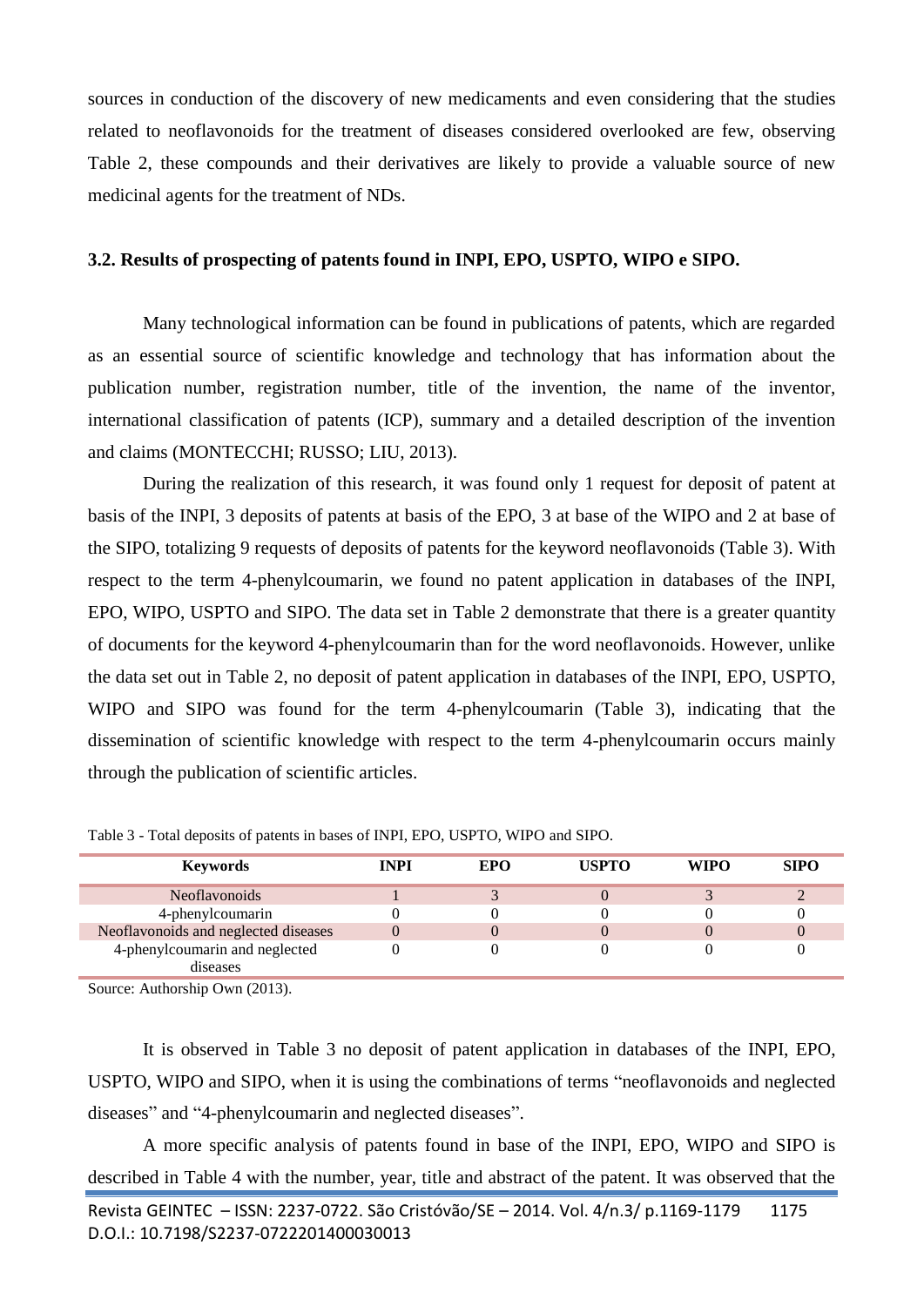sources in conduction of the discovery of new medicaments and even considering that the studies related to neoflavonoids for the treatment of diseases considered overlooked are few, observing Table 2, these compounds and their derivatives are likely to provide a valuable source of new medicinal agents for the treatment of NDs.

### 3.2. Results of prospecting of patents found in INPI, EPO, USPTO, WIPO e SIPO.

Many technological information can be found in publications of patents, which are regarded as an essential source of scientific knowledge and technology that has information about the publication number, registration number, title of the invention, the name of the inventor, international classification of patents (ICP), summary and a detailed description of the invention and claims (MONTECCHI; RUSSO; LIU, 2013).

During the realization of this research, it was found only 1 request for deposit of patent at basis of the INPI, 3 deposits of patents at basis of the EPO, 3 at base of the WIPO and 2 at base of the SIPO, totalizing 9 requests of deposits of patents for the keyword neoflavonoids (Table 3). With respect to the term 4-phenylcoumarin, we found no patent application in databases of the INPI, EPO, WIPO, USPTO and SIPO. The data set in Table 2 demonstrate that there is a greater quantity of documents for the keyword 4-phenylcoumarin than for the word neoflavonoids. However, unlike the data set out in Table 2, no deposit of patent application in databases of the INPI, EPO, USPTO, WIPO and SIPO was found for the term 4-phenylcoumarin (Table 3), indicating that the dissemination of scientific knowledge with respect to the term 4-phenylcoumarin occurs mainly through the publication of scientific articles.

Table 3 - Total deposits of patents in bases of INPI, EPO, USPTO, WIPO and SIPO.

| Keywords | INPI | EPO | USPTO | WIPO | SIPO |
|---|---|---|---|---|---|
| Neoflavonoids | 1 | 3 | 0 | 3 | 2 |
| 4-phenylcoumarin | 0 | 0 | 0 | 0 | 0 |
| Neoflavonoids and neglected diseases | 0 | 0 | 0 | 0 | 0 |
| 4-phenylcoumarin and neglected diseases | 0 | 0 | 0 | 0 | 0 |

Source: Authorship Own (2013).

It is observed in Table 3 no deposit of patent application in databases of the INPI, EPO, USPTO, WIPO and SIPO, when it is using the combinations of terms "neoflavonoids and neglected diseases" and "4-phenylcoumarin and neglected diseases".

A more specific analysis of patents found in base of the INPI, EPO, WIPO and SIPO is described in Table 4 with the number, year, title and abstract of the patent. It was observed that the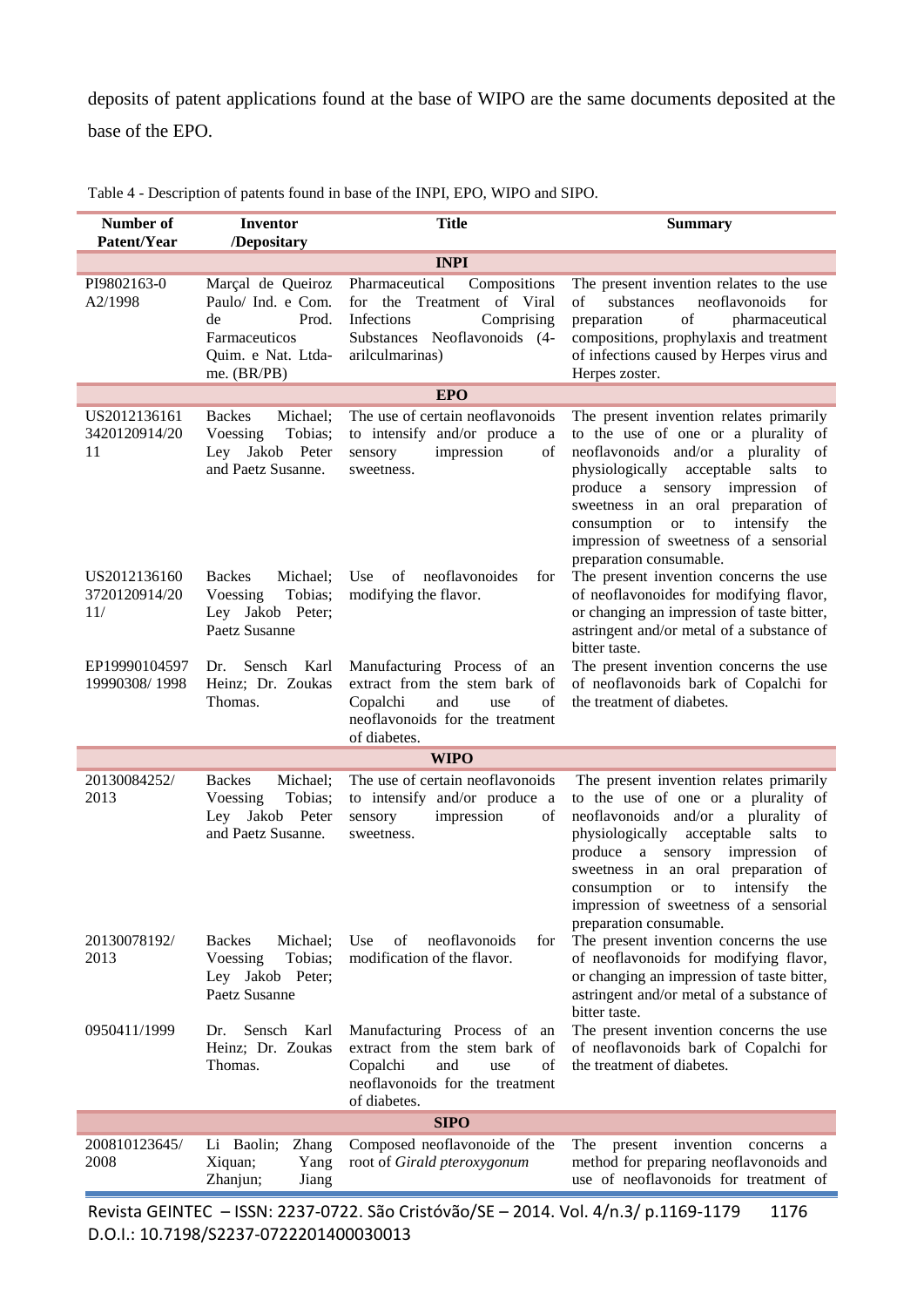deposits of patent applications found at the base of WIPO are the same documents deposited at the base of the EPO.

Table 4 - Description of patents found in base of the INPI, EPO, WIPO and SIPO.

| Number of Patent/Year | Inventor /Depositary | Title | Summary |
|---|---|---|---|
| | | **INPI** | |
| PI9802163-0 A2/1998 | Marçal de Queiroz Paulo/ Ind. e Com. de Prod. Farmaceuticos Quim. e Nat. Ltda-me. (BR/PB) | Pharmaceutical Compositions for the Treatment of Viral Infections Comprising Substances Neoflavonoids (4-arilculmarinas) | The present invention relates to the use of substances neoflavonoids for preparation of pharmaceutical compositions, prophylaxis and treatment of infections caused by Herpes virus and Herpes zoster. |
| | | **EPO** | |
| US2012136161 3420120914/2011 | Backes Michael; Voessing Tobias; Ley Jakob Peter and Paetz Susanne. | The use of certain neoflavonoids to intensify and/or produce a sensory impression of sweetness. | The present invention relates primarily to the use of one or a plurality of neoflavonoids and/or a plurality of physiologically acceptable salts to produce a sensory impression of sweetness in an oral preparation of consumption or to intensify the impression of sweetness of a sensorial preparation consumable. |
| US2012136160 3720120914/2011/ | Backes Michael; Voessing Tobias; Ley Jakob Peter; Paetz Susanne | Use of neoflavonoides for modifying the flavor. | The present invention concerns the use of neoflavonoides for modifying flavor, or changing an impression of taste bitter, astringent and/or metal of a substance of bitter taste. |
| EP19990104597 19990308/ 1998 | Dr. Sensch Karl Heinz; Dr. Zoukas Thomas. | Manufacturing Process of an extract from the stem bark of Copalchi and use of neoflavonoids for the treatment of diabetes. | The present invention concerns the use of neoflavonoids bark of Copalchi for the treatment of diabetes. |
| | | **WIPO** | |
| 20130084252/ 2013 | Backes Michael; Voessing Tobias; Ley Jakob Peter and Paetz Susanne. | The use of certain neoflavonoids to intensify and/or produce a sensory impression of sweetness. | The present invention relates primarily to the use of one or a plurality of neoflavonoids and/or a plurality of physiologically acceptable salts to produce a sensory impression of sweetness in an oral preparation of consumption or to intensify the impression of sweetness of a sensorial preparation consumable. |
| 20130078192/ 2013 | Backes Michael; Voessing Tobias; Ley Jakob Peter; Paetz Susanne | Use of neoflavonoids for modification of the flavor. | The present invention concerns the use of neoflavonoids for modifying flavor, or changing an impression of taste bitter, astringent and/or metal of a substance of bitter taste. |
| 0950411/1999 | Dr. Sensch Karl Heinz; Dr. Zoukas Thomas. | Manufacturing Process of an extract from the stem bark of Copalchi and use of neoflavonoids for the treatment of diabetes. | The present invention concerns the use of neoflavonoids bark of Copalchi for the treatment of diabetes. |
| | | **SIPO** | |
| 200810123645/ 2008 | Li Baolin; Zhang Xiquan; Yang Zhanjun; Jiang | Composed neoflavonoide of the root of *Girald pteroxygonum* | The present invention concerns a method for preparing neoflavonoids and use of neoflavonoids for treatment of |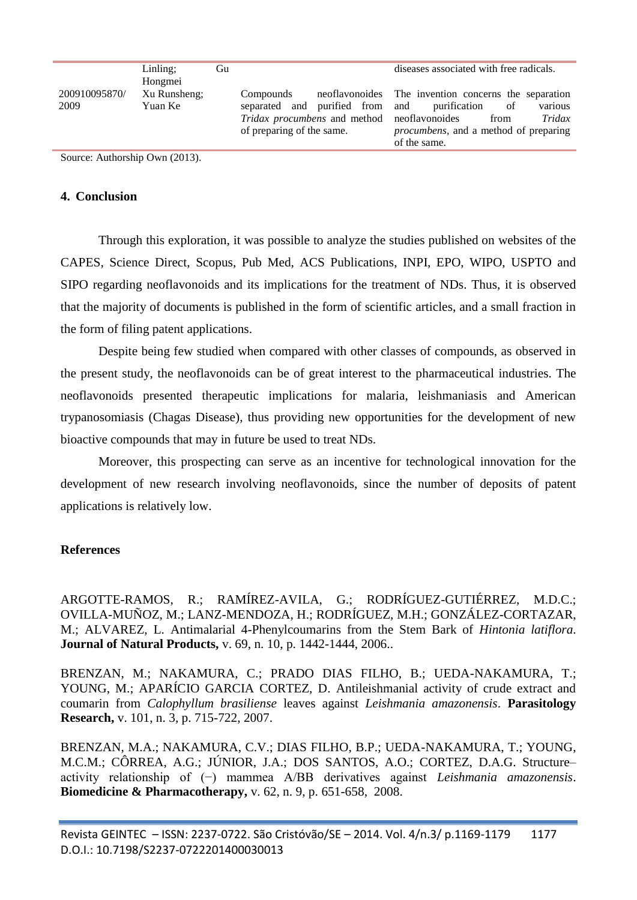| | Linling; Gu Hongmei | | diseases associated with free radicals. |
|---|---|---|---|
| 200910095870/ 2009 | Xu Runsheng; Yuan Ke | Compounds neoflavonoides separated and purified from *Tridax procumbens* and method of preparing of the same. | The invention concerns the separation and purification of various neoflavonoides from *Tridax procumbens*, and a method of preparing of the same. |

Source: Authorship Own (2013).

## 4. Conclusion

Through this exploration, it was possible to analyze the studies published on websites of the CAPES, Science Direct, Scopus, Pub Med, ACS Publications, INPI, EPO, WIPO, USPTO and SIPO regarding neoflavonoids and its implications for the treatment of NDs. Thus, it is observed that the majority of documents is published in the form of scientific articles, and a small fraction in the form of filing patent applications.

Despite being few studied when compared with other classes of compounds, as observed in the present study, the neoflavonoids can be of great interest to the pharmaceutical industries. The neoflavonoids presented therapeutic implications for malaria, leishmaniasis and American trypanosomiasis (Chagas Disease), thus providing new opportunities for the development of new bioactive compounds that may in future be used to treat NDs.

Moreover, this prospecting can serve as an incentive for technological innovation for the development of new research involving neoflavonoids, since the number of deposits of patent applications is relatively low.

## References

ARGOTTE-RAMOS, R.; RAMÍREZ-AVILA, G.; RODRÍGUEZ-GUTIÉRREZ, M.D.C.; OVILLA-MUÑOZ, M.; LANZ-MENDOZA, H.; RODRÍGUEZ, M.H.; GONZÁLEZ-CORTAZAR, M.; ALVAREZ, L. Antimalarial 4-Phenylcoumarins from the Stem Bark of *Hintonia latiflora*. **Journal of Natural Products,** v. 69, n. 10, p. 1442-1444, 2006..

BRENZAN, M.; NAKAMURA, C.; PRADO DIAS FILHO, B.; UEDA-NAKAMURA, T.; YOUNG, M.; APARÍCIO GARCIA CORTEZ, D. Antileishmanial activity of crude extract and coumarin from *Calophyllum brasiliense* leaves against *Leishmania amazonensis*. **Parasitology Research,** v. 101, n. 3, p. 715-722, 2007.

BRENZAN, M.A.; NAKAMURA, C.V.; DIAS FILHO, B.P.; UEDA-NAKAMURA, T.; YOUNG, M.C.M.; CÔRREA, A.G.; JÚNIOR, J.A.; DOS SANTOS, A.O.; CORTEZ, D.A.G. Structure–activity relationship of (−) mammea A/BB derivatives against *Leishmania amazonensis*. **Biomedicine & Pharmacotherapy,** v. 62, n. 9, p. 651-658, 2008.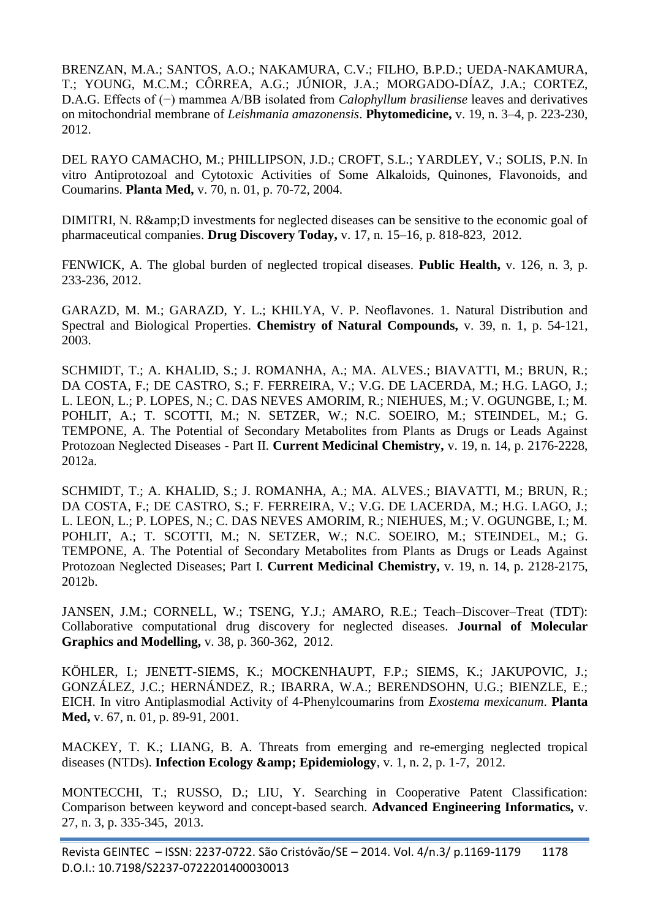BRENZAN, M.A.; SANTOS, A.O.; NAKAMURA, C.V.; FILHO, B.P.D.; UEDA-NAKAMURA, T.; YOUNG, M.C.M.; CÔRREA, A.G.; JÚNIOR, J.A.; MORGADO-DÍAZ, J.A.; CORTEZ, D.A.G. Effects of (−) mammea A/BB isolated from *Calophyllum brasiliense* leaves and derivatives on mitochondrial membrane of *Leishmania amazonensis*. **Phytomedicine,** v. 19, n. 3–4, p. 223-230, 2012.

DEL RAYO CAMACHO, M.; PHILLIPSON, J.D.; CROFT, S.L.; YARDLEY, V.; SOLIS, P.N. In vitro Antiprotozoal and Cytotoxic Activities of Some Alkaloids, Quinones, Flavonoids, and Coumarins. **Planta Med,** v. 70, n. 01, p. 70-72, 2004.

DIMITRI, N. R&amp;D investments for neglected diseases can be sensitive to the economic goal of pharmaceutical companies. **Drug Discovery Today,** v. 17, n. 15–16, p. 818-823, 2012.

FENWICK, A. The global burden of neglected tropical diseases. **Public Health,** v. 126, n. 3, p. 233-236, 2012.

GARAZD, M. M.; GARAZD, Y. L.; KHILYA, V. P. Neoflavones. 1. Natural Distribution and Spectral and Biological Properties. **Chemistry of Natural Compounds,** v. 39, n. 1, p. 54-121, 2003.

SCHMIDT, T.; A. KHALID, S.; J. ROMANHA, A.; MA. ALVES.; BIAVATTI, M.; BRUN, R.; DA COSTA, F.; DE CASTRO, S.; F. FERREIRA, V.; V.G. DE LACERDA, M.; H.G. LAGO, J.; L. LEON, L.; P. LOPES, N.; C. DAS NEVES AMORIM, R.; NIEHUES, M.; V. OGUNGBE, I.; M. POHLIT, A.; T. SCOTTI, M.; N. SETZER, W.; N.C. SOEIRO, M.; STEINDEL, M.; G. TEMPONE, A. The Potential of Secondary Metabolites from Plants as Drugs or Leads Against Protozoan Neglected Diseases - Part II. **Current Medicinal Chemistry,** v. 19, n. 14, p. 2176-2228, 2012a.

SCHMIDT, T.; A. KHALID, S.; J. ROMANHA, A.; MA. ALVES.; BIAVATTI, M.; BRUN, R.; DA COSTA, F.; DE CASTRO, S.; F. FERREIRA, V.; V.G. DE LACERDA, M.; H.G. LAGO, J.; L. LEON, L.; P. LOPES, N.; C. DAS NEVES AMORIM, R.; NIEHUES, M.; V. OGUNGBE, I.; M. POHLIT, A.; T. SCOTTI, M.; N. SETZER, W.; N.C. SOEIRO, M.; STEINDEL, M.; G. TEMPONE, A. The Potential of Secondary Metabolites from Plants as Drugs or Leads Against Protozoan Neglected Diseases; Part I. **Current Medicinal Chemistry,** v. 19, n. 14, p. 2128-2175, 2012b.

JANSEN, J.M.; CORNELL, W.; TSENG, Y.J.; AMARO, R.E.; Teach–Discover–Treat (TDT): Collaborative computational drug discovery for neglected diseases. **Journal of Molecular Graphics and Modelling,** v. 38, p. 360-362, 2012.

KÖHLER, I.; JENETT-SIEMS, K.; MOCKENHAUPT, F.P.; SIEMS, K.; JAKUPOVIC, J.; GONZÁLEZ, J.C.; HERNÁNDEZ, R.; IBARRA, W.A.; BERENDSOHN, U.G.; BIENZLE, E.; EICH. In vitro Antiplasmodial Activity of 4-Phenylcoumarins from *Exostema mexicanum*. **Planta Med,** v. 67, n. 01, p. 89-91, 2001.

MACKEY, T. K.; LIANG, B. A. Threats from emerging and re-emerging neglected tropical diseases (NTDs). **Infection Ecology &amp; Epidemiology**, v. 1, n. 2, p. 1-7, 2012.

MONTECCHI, T.; RUSSO, D.; LIU, Y. Searching in Cooperative Patent Classification: Comparison between keyword and concept-based search. **Advanced Engineering Informatics,** v. 27, n. 3, p. 335-345, 2013.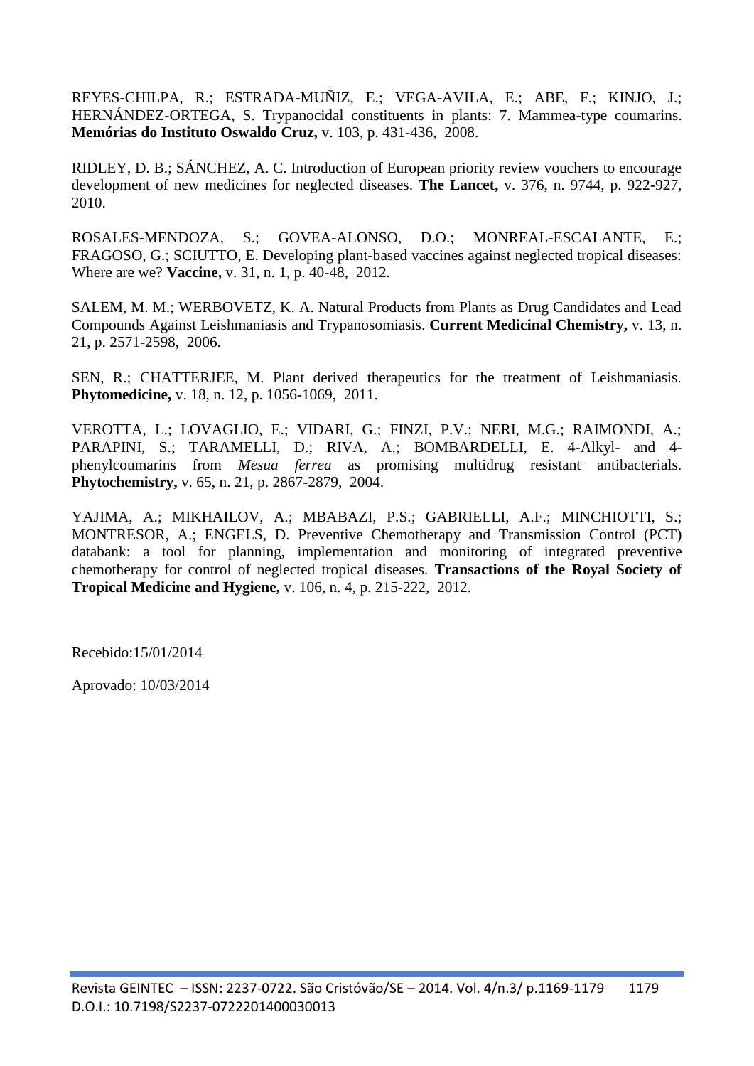REYES-CHILPA, R.; ESTRADA-MUÑIZ, E.; VEGA-AVILA, E.; ABE, F.; KINJO, J.; HERNÁNDEZ-ORTEGA, S. Trypanocidal constituents in plants: 7. Mammea-type coumarins. **Memórias do Instituto Oswaldo Cruz,** v. 103, p. 431-436, 2008.

RIDLEY, D. B.; SÁNCHEZ, A. C. Introduction of European priority review vouchers to encourage development of new medicines for neglected diseases. **The Lancet,** v. 376, n. 9744, p. 922-927, 2010.

ROSALES-MENDOZA, S.; GOVEA-ALONSO, D.O.; MONREAL-ESCALANTE, E.; FRAGOSO, G.; SCIUTTO, E. Developing plant-based vaccines against neglected tropical diseases: Where are we? **Vaccine,** v. 31, n. 1, p. 40-48, 2012.

SALEM, M. M.; WERBOVETZ, K. A. Natural Products from Plants as Drug Candidates and Lead Compounds Against Leishmaniasis and Trypanosomiasis. **Current Medicinal Chemistry,** v. 13, n. 21, p. 2571-2598, 2006.

SEN, R.; CHATTERJEE, M. Plant derived therapeutics for the treatment of Leishmaniasis. **Phytomedicine,** v. 18, n. 12, p. 1056-1069, 2011.

VEROTTA, L.; LOVAGLIO, E.; VIDARI, G.; FINZI, P.V.; NERI, M.G.; RAIMONDI, A.; PARAPINI, S.; TARAMELLI, D.; RIVA, A.; BOMBARDELLI, E. 4-Alkyl- and 4-phenylcoumarins from *Mesua ferrea* as promising multidrug resistant antibacterials. **Phytochemistry,** v. 65, n. 21, p. 2867-2879, 2004.

YAJIMA, A.; MIKHAILOV, A.; MBABAZI, P.S.; GABRIELLI, A.F.; MINCHIOTTI, S.; MONTRESOR, A.; ENGELS, D. Preventive Chemotherapy and Transmission Control (PCT) databank: a tool for planning, implementation and monitoring of integrated preventive chemotherapy for control of neglected tropical diseases. **Transactions of the Royal Society of Tropical Medicine and Hygiene,** v. 106, n. 4, p. 215-222, 2012.

Recebido:15/01/2014

Aprovado: 10/03/2014